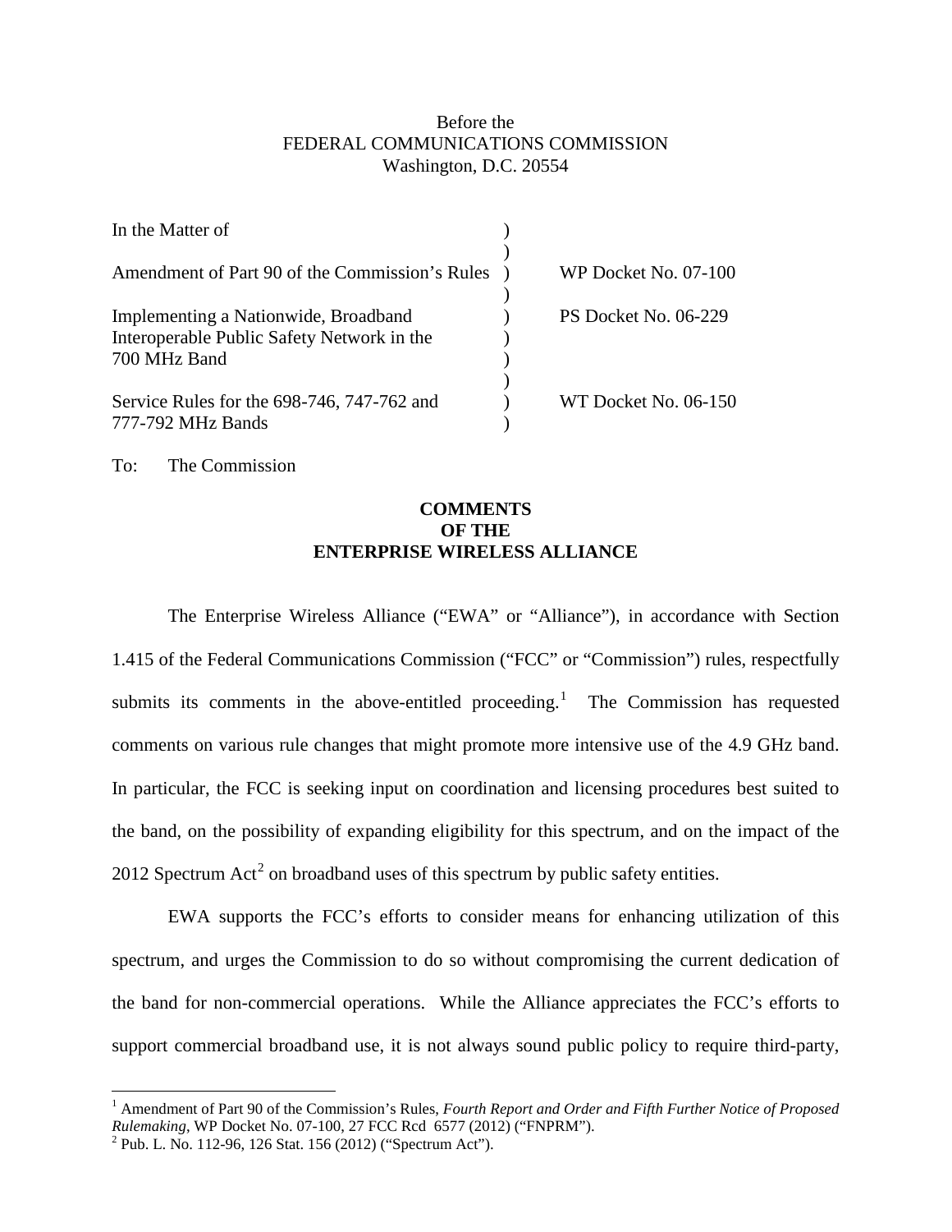Before the
FEDERAL COMMUNICATIONS COMMISSION
Washington, D.C. 20554

| In the Matter of | ) | |
|---|---|---|
| | ) | |
| Amendment of Part 90 of the Commission's Rules | ) | WP Docket No. 07-100 |
| | ) | |
| Implementing a Nationwide, Broadband Interoperable Public Safety Network in the 700 MHz Band | ) | PS Docket No. 06-229 |
| | ) | |
| Service Rules for the 698-746, 747-762 and 777-792 MHz Bands | ) | WT Docket No. 06-150 |

To: The Commission

**COMMENTS**
**OF THE**
**ENTERPRISE WIRELESS ALLIANCE**

The Enterprise Wireless Alliance ("EWA" or "Alliance"), in accordance with Section 1.415 of the Federal Communications Commission ("FCC" or "Commission") rules, respectfully submits its comments in the above-entitled proceeding.[1] The Commission has requested comments on various rule changes that might promote more intensive use of the 4.9 GHz band. In particular, the FCC is seeking input on coordination and licensing procedures best suited to the band, on the possibility of expanding eligibility for this spectrum, and on the impact of the 2012 Spectrum Act[2] on broadband uses of this spectrum by public safety entities.

EWA supports the FCC's efforts to consider means for enhancing utilization of this spectrum, and urges the Commission to do so without compromising the current dedication of the band for non-commercial operations. While the Alliance appreciates the FCC's efforts to support commercial broadband use, it is not always sound public policy to require third-party,

---

[1] Amendment of Part 90 of the Commission's Rules, *Fourth Report and Order and Fifth Further Notice of Proposed Rulemaking*, WP Docket No. 07-100, 27 FCC Rcd 6577 (2012) ("FNPRM").

[2] Pub. L. No. 112-96, 126 Stat. 156 (2012) ("Spectrum Act").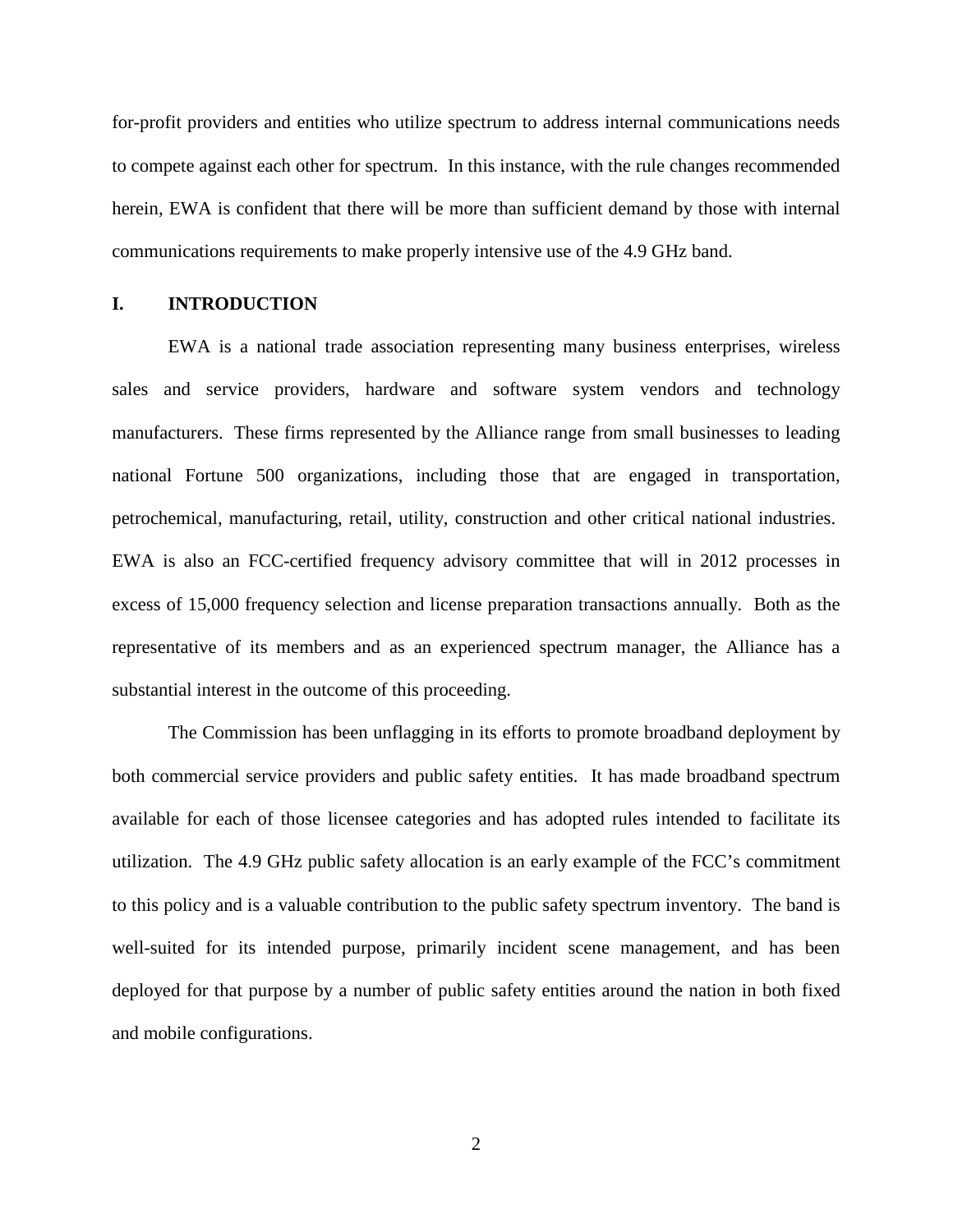for-profit providers and entities who utilize spectrum to address internal communications needs to compete against each other for spectrum. In this instance, with the rule changes recommended herein, EWA is confident that there will be more than sufficient demand by those with internal communications requirements to make properly intensive use of the 4.9 GHz band.

## I. INTRODUCTION

EWA is a national trade association representing many business enterprises, wireless sales and service providers, hardware and software system vendors and technology manufacturers. These firms represented by the Alliance range from small businesses to leading national Fortune 500 organizations, including those that are engaged in transportation, petrochemical, manufacturing, retail, utility, construction and other critical national industries. EWA is also an FCC-certified frequency advisory committee that will in 2012 processes in excess of 15,000 frequency selection and license preparation transactions annually. Both as the representative of its members and as an experienced spectrum manager, the Alliance has a substantial interest in the outcome of this proceeding.

The Commission has been unflagging in its efforts to promote broadband deployment by both commercial service providers and public safety entities. It has made broadband spectrum available for each of those licensee categories and has adopted rules intended to facilitate its utilization. The 4.9 GHz public safety allocation is an early example of the FCC's commitment to this policy and is a valuable contribution to the public safety spectrum inventory. The band is well-suited for its intended purpose, primarily incident scene management, and has been deployed for that purpose by a number of public safety entities around the nation in both fixed and mobile configurations.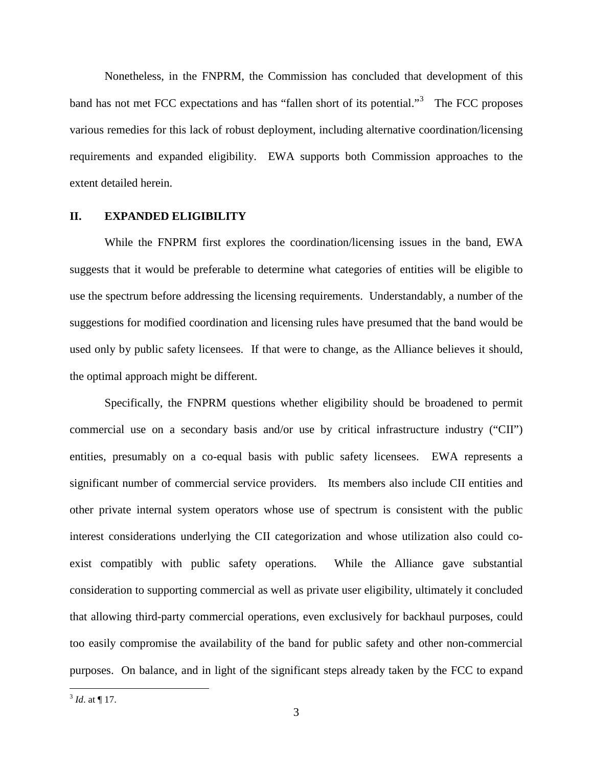Nonetheless, in the FNPRM, the Commission has concluded that development of this band has not met FCC expectations and has "fallen short of its potential."[3] The FCC proposes various remedies for this lack of robust deployment, including alternative coordination/licensing requirements and expanded eligibility. EWA supports both Commission approaches to the extent detailed herein.

## II. EXPANDED ELIGIBILITY

While the FNPRM first explores the coordination/licensing issues in the band, EWA suggests that it would be preferable to determine what categories of entities will be eligible to use the spectrum before addressing the licensing requirements. Understandably, a number of the suggestions for modified coordination and licensing rules have presumed that the band would be used only by public safety licensees. If that were to change, as the Alliance believes it should, the optimal approach might be different.

Specifically, the FNPRM questions whether eligibility should be broadened to permit commercial use on a secondary basis and/or use by critical infrastructure industry ("CII") entities, presumably on a co-equal basis with public safety licensees. EWA represents a significant number of commercial service providers. Its members also include CII entities and other private internal system operators whose use of spectrum is consistent with the public interest considerations underlying the CII categorization and whose utilization also could co-exist compatibly with public safety operations. While the Alliance gave substantial consideration to supporting commercial as well as private user eligibility, ultimately it concluded that allowing third-party commercial operations, even exclusively for backhaul purposes, could too easily compromise the availability of the band for public safety and other non-commercial purposes. On balance, and in light of the significant steps already taken by the FCC to expand

---

[3] *Id*. at ¶ 17.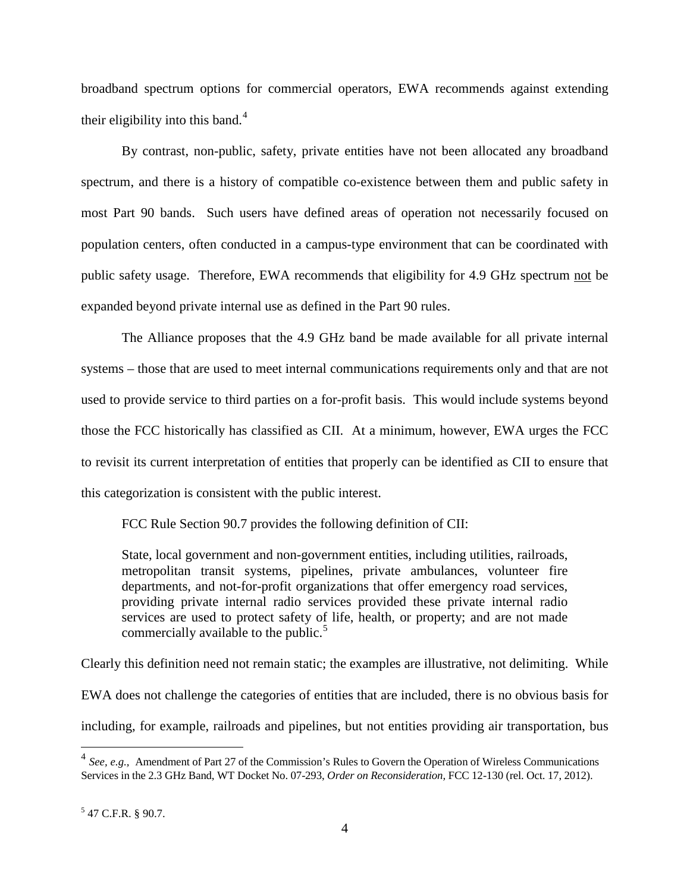broadband spectrum options for commercial operators, EWA recommends against extending their eligibility into this band.[4]

By contrast, non-public, safety, private entities have not been allocated any broadband spectrum, and there is a history of compatible co-existence between them and public safety in most Part 90 bands. Such users have defined areas of operation not necessarily focused on population centers, often conducted in a campus-type environment that can be coordinated with public safety usage. Therefore, EWA recommends that eligibility for 4.9 GHz spectrum <u>not</u> be expanded beyond private internal use as defined in the Part 90 rules.

The Alliance proposes that the 4.9 GHz band be made available for all private internal systems – those that are used to meet internal communications requirements only and that are not used to provide service to third parties on a for-profit basis. This would include systems beyond those the FCC historically has classified as CII. At a minimum, however, EWA urges the FCC to revisit its current interpretation of entities that properly can be identified as CII to ensure that this categorization is consistent with the public interest.

FCC Rule Section 90.7 provides the following definition of CII:

> State, local government and non-government entities, including utilities, railroads, metropolitan transit systems, pipelines, private ambulances, volunteer fire departments, and not-for-profit organizations that offer emergency road services, providing private internal radio services provided these private internal radio services are used to protect safety of life, health, or property; and are not made commercially available to the public.[5]

Clearly this definition need not remain static; the examples are illustrative, not delimiting. While EWA does not challenge the categories of entities that are included, there is no obvious basis for including, for example, railroads and pipelines, but not entities providing air transportation, bus

---

[4] *See, e.g.*, Amendment of Part 27 of the Commission's Rules to Govern the Operation of Wireless Communications Services in the 2.3 GHz Band, WT Docket No. 07-293, *Order on Reconsideration,* FCC 12-130 (rel. Oct. 17, 2012).

[5] 47 C.F.R. § 90.7.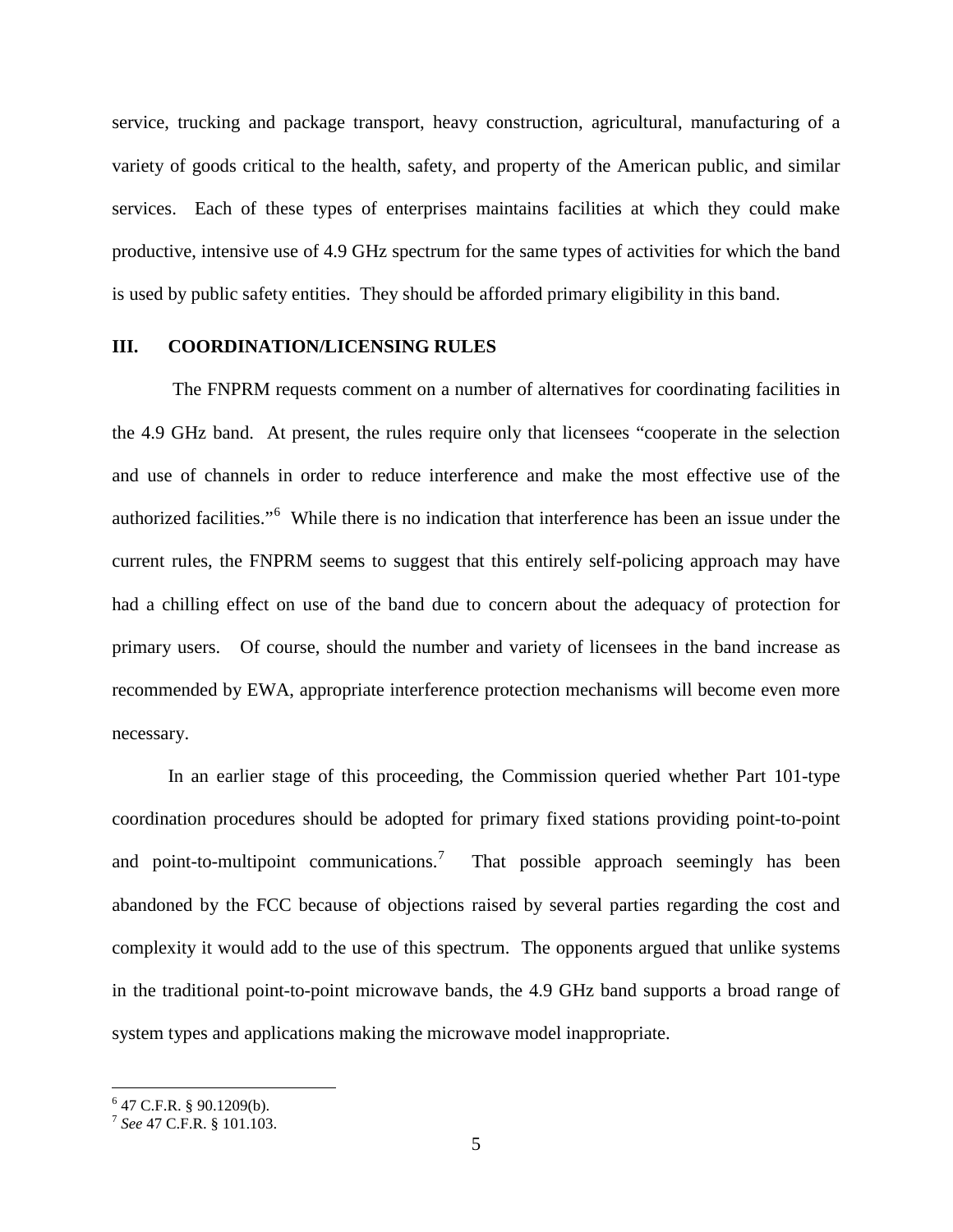service, trucking and package transport, heavy construction, agricultural, manufacturing of a variety of goods critical to the health, safety, and property of the American public, and similar services. Each of these types of enterprises maintains facilities at which they could make productive, intensive use of 4.9 GHz spectrum for the same types of activities for which the band is used by public safety entities. They should be afforded primary eligibility in this band.

## III. COORDINATION/LICENSING RULES

The FNPRM requests comment on a number of alternatives for coordinating facilities in the 4.9 GHz band. At present, the rules require only that licensees "cooperate in the selection and use of channels in order to reduce interference and make the most effective use of the authorized facilities."[6] While there is no indication that interference has been an issue under the current rules, the FNPRM seems to suggest that this entirely self-policing approach may have had a chilling effect on use of the band due to concern about the adequacy of protection for primary users. Of course, should the number and variety of licensees in the band increase as recommended by EWA, appropriate interference protection mechanisms will become even more necessary.

In an earlier stage of this proceeding, the Commission queried whether Part 101-type coordination procedures should be adopted for primary fixed stations providing point-to-point and point-to-multipoint communications.[7] That possible approach seemingly has been abandoned by the FCC because of objections raised by several parties regarding the cost and complexity it would add to the use of this spectrum. The opponents argued that unlike systems in the traditional point-to-point microwave bands, the 4.9 GHz band supports a broad range of system types and applications making the microwave model inappropriate.

---

[6] 47 C.F.R. § 90.1209(b).

[7] *See* 47 C.F.R. § 101.103.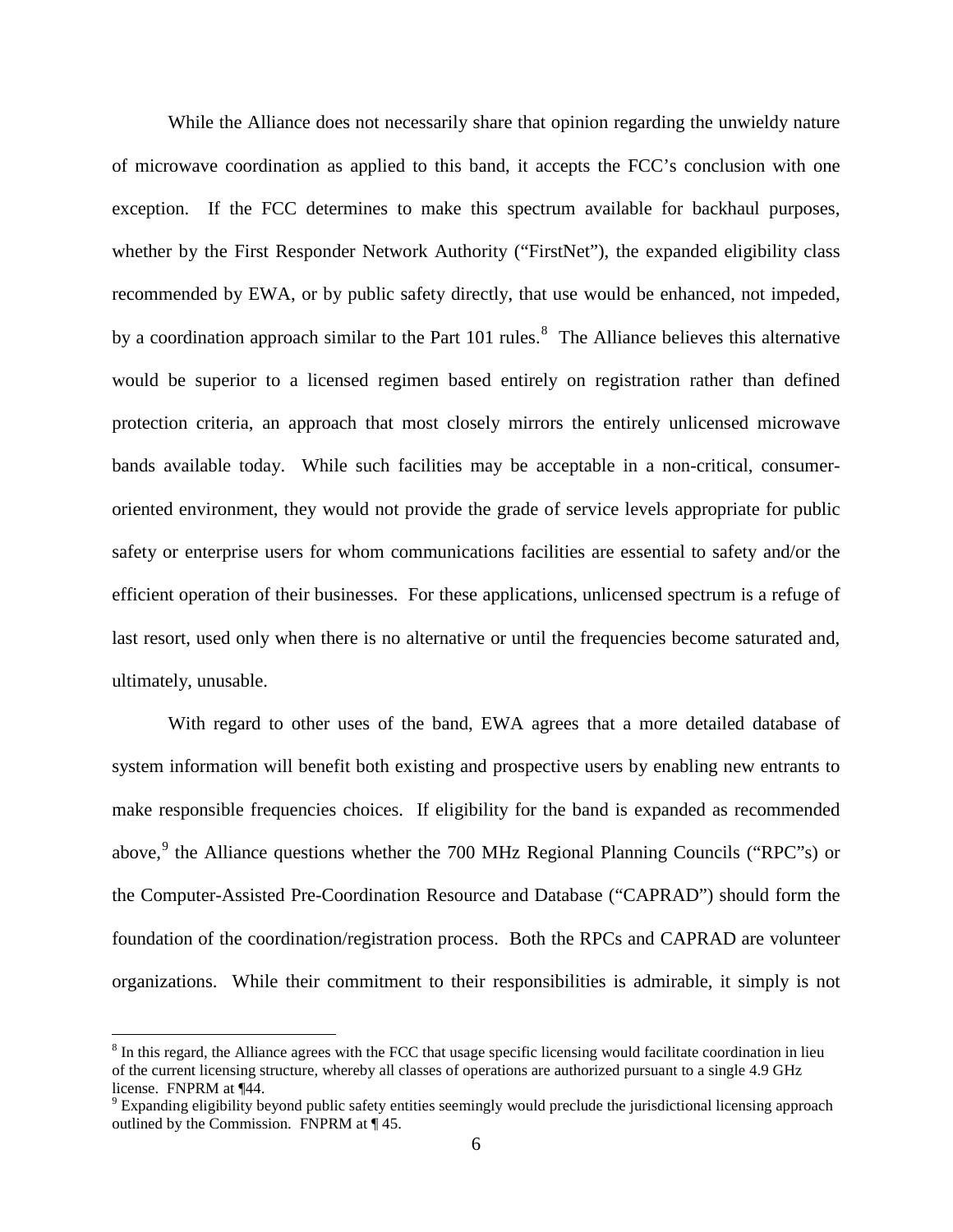While the Alliance does not necessarily share that opinion regarding the unwieldy nature of microwave coordination as applied to this band, it accepts the FCC's conclusion with one exception. If the FCC determines to make this spectrum available for backhaul purposes, whether by the First Responder Network Authority ("FirstNet"), the expanded eligibility class recommended by EWA, or by public safety directly, that use would be enhanced, not impeded, by a coordination approach similar to the Part 101 rules.[8] The Alliance believes this alternative would be superior to a licensed regimen based entirely on registration rather than defined protection criteria, an approach that most closely mirrors the entirely unlicensed microwave bands available today. While such facilities may be acceptable in a non-critical, consumer-oriented environment, they would not provide the grade of service levels appropriate for public safety or enterprise users for whom communications facilities are essential to safety and/or the efficient operation of their businesses. For these applications, unlicensed spectrum is a refuge of last resort, used only when there is no alternative or until the frequencies become saturated and, ultimately, unusable.

With regard to other uses of the band, EWA agrees that a more detailed database of system information will benefit both existing and prospective users by enabling new entrants to make responsible frequencies choices. If eligibility for the band is expanded as recommended above,[9] the Alliance questions whether the 700 MHz Regional Planning Councils ("RPC"s) or the Computer-Assisted Pre-Coordination Resource and Database ("CAPRAD") should form the foundation of the coordination/registration process. Both the RPCs and CAPRAD are volunteer organizations. While their commitment to their responsibilities is admirable, it simply is not

---

[8] In this regard, the Alliance agrees with the FCC that usage specific licensing would facilitate coordination in lieu of the current licensing structure, whereby all classes of operations are authorized pursuant to a single 4.9 GHz license. FNPRM at ¶44.

[9] Expanding eligibility beyond public safety entities seemingly would preclude the jurisdictional licensing approach outlined by the Commission. FNPRM at ¶ 45.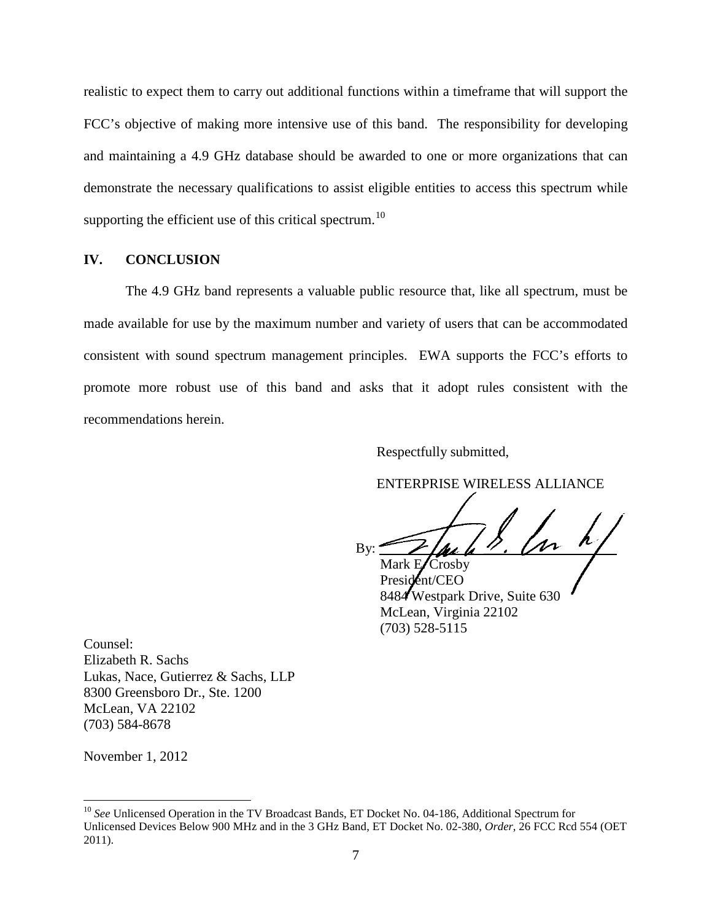realistic to expect them to carry out additional functions within a timeframe that will support the FCC's objective of making more intensive use of this band. The responsibility for developing and maintaining a 4.9 GHz database should be awarded to one or more organizations that can demonstrate the necessary qualifications to assist eligible entities to access this spectrum while supporting the efficient use of this critical spectrum.[10]

## IV. CONCLUSION

The 4.9 GHz band represents a valuable public resource that, like all spectrum, must be made available for use by the maximum number and variety of users that can be accommodated consistent with sound spectrum management principles. EWA supports the FCC's efforts to promote more robust use of this band and asks that it adopt rules consistent with the recommendations herein.

Respectfully submitted,

ENTERPRISE WIRELESS ALLIANCE

By: ______________________________
Mark E. Crosby
President/CEO
8484 Westpark Drive, Suite 630
McLean, Virginia 22102
(703) 528-5115

Counsel:
Elizabeth R. Sachs
Lukas, Nace, Gutierrez & Sachs, LLP
8300 Greensboro Dr., Ste. 1200
McLean, VA 22102
(703) 584-8678

November 1, 2012

---

[10] *See* Unlicensed Operation in the TV Broadcast Bands, ET Docket No. 04-186, Additional Spectrum for Unlicensed Devices Below 900 MHz and in the 3 GHz Band, ET Docket No. 02-380, *Order*, 26 FCC Rcd 554 (OET 2011).